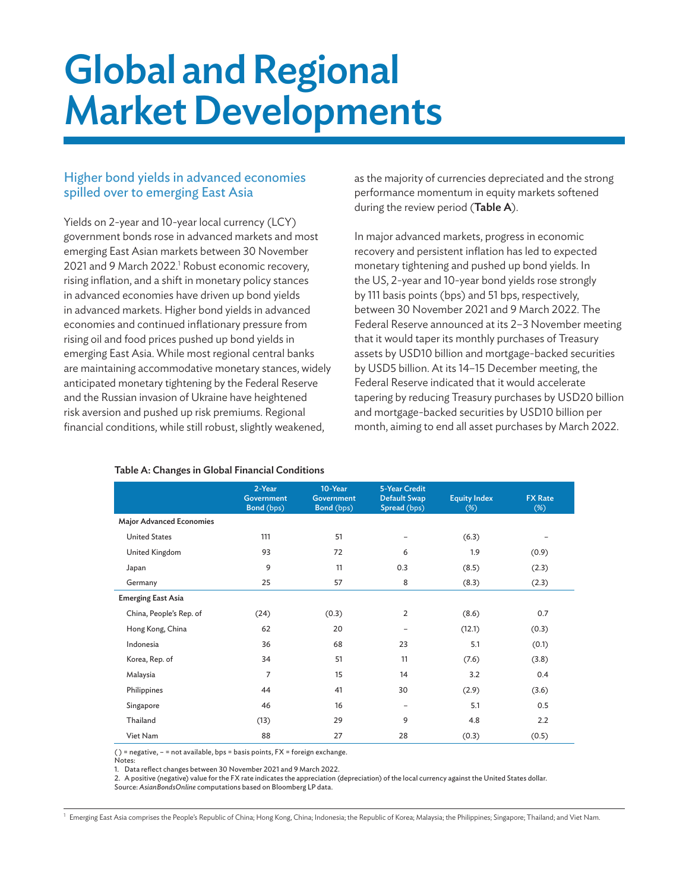# Global and Regional Market Developments

## Higher bond yields in advanced economies spilled over to emerging East Asia

Yields on 2-year and 10-year local currency (LCY) government bonds rose in advanced markets and most emerging East Asian markets between 30 November 2021 and 9 March 2022.[1] Robust economic recovery, rising inflation, and a shift in monetary policy stances in advanced economies have driven up bond yields in advanced markets. Higher bond yields in advanced economies and continued inflationary pressure from rising oil and food prices pushed up bond yields in emerging East Asia. While most regional central banks are maintaining accommodative monetary stances, widely anticipated monetary tightening by the Federal Reserve and the Russian invasion of Ukraine have heightened risk aversion and pushed up risk premiums. Regional financial conditions, while still robust, slightly weakened, as the majority of currencies depreciated and the strong performance momentum in equity markets softened during the review period (**Table A**).

In major advanced markets, progress in economic recovery and persistent inflation has led to expected monetary tightening and pushed up bond yields. In the US, 2-year and 10-year bond yields rose strongly by 111 basis points (bps) and 51 bps, respectively, between 30 November 2021 and 9 March 2022. The Federal Reserve announced at its 2–3 November meeting that it would taper its monthly purchases of Treasury assets by USD10 billion and mortgage-backed securities by USD5 billion. At its 14–15 December meeting, the Federal Reserve indicated that it would accelerate tapering by reducing Treasury purchases by USD20 billion and mortgage-backed securities by USD10 billion per month, aiming to end all asset purchases by March 2022.

**Table A: Changes in Global Financial Conditions**

| | 2-Year Government Bond (bps) | 10-Year Government Bond (bps) | 5-Year Credit Default Swap Spread (bps) | Equity Index (%) | FX Rate (%) |
|---|---|---|---|---|---|
| **Major Advanced Economies** | | | | | |
| United States | 111 | 51 | – | (6.3) | – |
| United Kingdom | 93 | 72 | 6 | 1.9 | (0.9) |
| Japan | 9 | 11 | 0.3 | (8.5) | (2.3) |
| Germany | 25 | 57 | 8 | (8.3) | (2.3) |
| **Emerging East Asia** | | | | | |
| China, People's Rep. of | (24) | (0.3) | 2 | (8.6) | 0.7 |
| Hong Kong, China | 62 | 20 | – | (12.1) | (0.3) |
| Indonesia | 36 | 68 | 23 | 5.1 | (0.1) |
| Korea, Rep. of | 34 | 51 | 11 | (7.6) | (3.8) |
| Malaysia | 7 | 15 | 14 | 3.2 | 0.4 |
| Philippines | 44 | 41 | 30 | (2.9) | (3.6) |
| Singapore | 46 | 16 | – | 5.1 | 0.5 |
| Thailand | (13) | 29 | 9 | 4.8 | 2.2 |
| Viet Nam | 88 | 27 | 28 | (0.3) | (0.5) |

( ) = negative, – = not available, bps = basis points, FX = foreign exchange.
Notes:
1. Data reflect changes between 30 November 2021 and 9 March 2022.
2. A positive (negative) value for the FX rate indicates the appreciation (depreciation) of the local currency against the United States dollar.
Source: *AsianBondsOnline* computations based on Bloomberg LP data.

[1] Emerging East Asia comprises the People's Republic of China; Hong Kong, China; Indonesia; the Republic of Korea; Malaysia; the Philippines; Singapore; Thailand; and Viet Nam.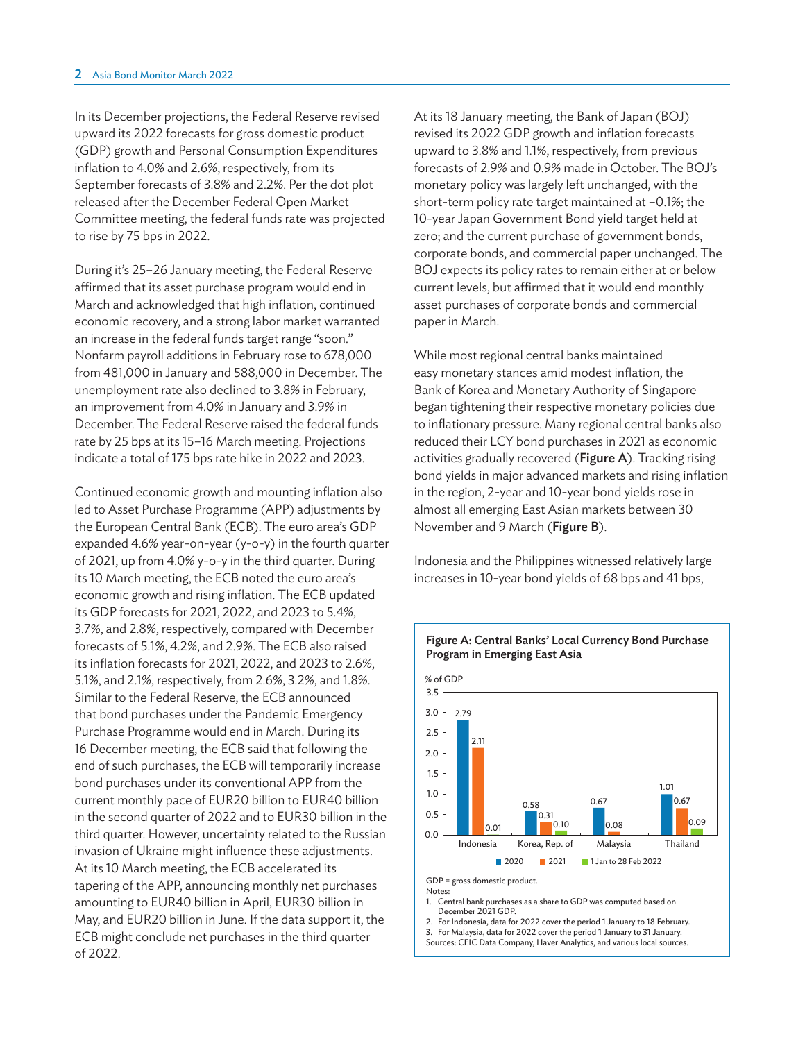In its December projections, the Federal Reserve revised upward its 2022 forecasts for gross domestic product (GDP) growth and Personal Consumption Expenditures inflation to 4.0% and 2.6%, respectively, from its September forecasts of 3.8% and 2.2%. Per the dot plot released after the December Federal Open Market Committee meeting, the federal funds rate was projected to rise by 75 bps in 2022.

During it's 25–26 January meeting, the Federal Reserve affirmed that its asset purchase program would end in March and acknowledged that high inflation, continued economic recovery, and a strong labor market warranted an increase in the federal funds target range "soon." Nonfarm payroll additions in February rose to 678,000 from 481,000 in January and 588,000 in December. The unemployment rate also declined to 3.8% in February, an improvement from 4.0% in January and 3.9% in December. The Federal Reserve raised the federal funds rate by 25 bps at its 15–16 March meeting. Projections indicate a total of 175 bps rate hike in 2022 and 2023.

Continued economic growth and mounting inflation also led to Asset Purchase Programme (APP) adjustments by the European Central Bank (ECB). The euro area's GDP expanded 4.6% year-on-year (y-o-y) in the fourth quarter of 2021, up from 4.0% y-o-y in the third quarter. During its 10 March meeting, the ECB noted the euro area's economic growth and rising inflation. The ECB updated its GDP forecasts for 2021, 2022, and 2023 to 5.4%, 3.7%, and 2.8%, respectively, compared with December forecasts of 5.1%, 4.2%, and 2.9%. The ECB also raised its inflation forecasts for 2021, 2022, and 2023 to 2.6%, 5.1%, and 2.1%, respectively, from 2.6%, 3.2%, and 1.8%. Similar to the Federal Reserve, the ECB announced that bond purchases under the Pandemic Emergency Purchase Programme would end in March. During its 16 December meeting, the ECB said that following the end of such purchases, the ECB will temporarily increase bond purchases under its conventional APP from the current monthly pace of EUR20 billion to EUR40 billion in the second quarter of 2022 and to EUR30 billion in the third quarter. However, uncertainty related to the Russian invasion of Ukraine might influence these adjustments. At its 10 March meeting, the ECB accelerated its tapering of the APP, announcing monthly net purchases amounting to EUR40 billion in April, EUR30 billion in May, and EUR20 billion in June. If the data support it, the ECB might conclude net purchases in the third quarter of 2022.

At its 18 January meeting, the Bank of Japan (BOJ) revised its 2022 GDP growth and inflation forecasts upward to 3.8% and 1.1%, respectively, from previous forecasts of 2.9% and 0.9% made in October. The BOJ's monetary policy was largely left unchanged, with the short-term policy rate target maintained at −0.1%; the 10-year Japan Government Bond yield target held at zero; and the current purchase of government bonds, corporate bonds, and commercial paper unchanged. The BOJ expects its policy rates to remain either at or below current levels, but affirmed that it would end monthly asset purchases of corporate bonds and commercial paper in March.

While most regional central banks maintained easy monetary stances amid modest inflation, the Bank of Korea and Monetary Authority of Singapore began tightening their respective monetary policies due to inflationary pressure. Many regional central banks also reduced their LCY bond purchases in 2021 as economic activities gradually recovered (**Figure A**). Tracking rising bond yields in major advanced markets and rising inflation in the region, 2-year and 10-year bond yields rose in almost all emerging East Asian markets between 30 November and 9 March (**Figure B**).

Indonesia and the Philippines witnessed relatively large increases in 10-year bond yields of 68 bps and 41 bps,

**Figure A: Central Banks' Local Currency Bond Purchase Program in Emerging East Asia**

% of GDP

3.5
3.0
2.5
2.0
1.5
1.0
0.5
0.0

2.79
2.11
0.01
0.58
0.31
0.10
0.67
0.08
1.01
0.67
0.09

Indonesia
Korea, Rep. of
Malaysia
Thailand

2020
2021
1 Jan to 28 Feb 2022

GDP = gross domestic product.

Notes:
1. Central bank purchases as a share to GDP was computed based on December 2021 GDP.
2. For Indonesia, data for 2022 cover the period 1 January to 18 February.
3. For Malaysia, data for 2022 cover the period 1 January to 31 January.

Sources: CEIC Data Company, Haver Analytics, and various local sources.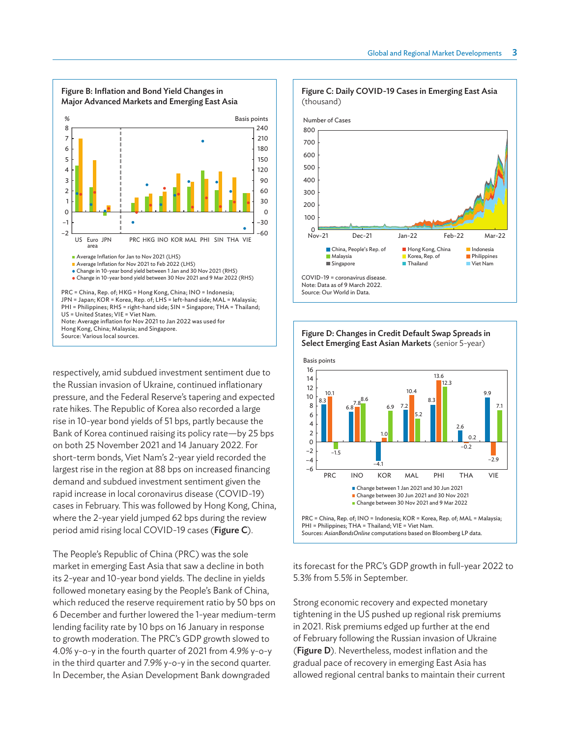**Figure B: Inflation and Bond Yield Changes in Major Advanced Markets and Emerging East Asia**

%
Basis points

8 7 6 5 4 3 2 1 0 −1 −2

240 210 180 150 120 90 60 30 0 −30 −60

US Euro area JPN PRC HKG INO KOR MAL PHI SIN THA VIE

- Average Inflation for Jan to Nov 2021 (LHS)
- Average Inflation for Nov 2021 to Feb 2022 (LHS)
- Change in 10-year bond yield between 1 Jan and 30 Nov 2021 (RHS)
- Change in 10-year bond yield between 30 Nov 2021 and 9 Mar 2022 (RHS)

PRC = China, Rep. of; HKG = Hong Kong, China; INO = Indonesia; JPN = Japan; KOR = Korea, Rep. of; LHS = left-hand side; MAL = Malaysia; PHI = Philippines; RHS = right-hand side; SIN = Singapore; THA = Thailand; US = United States; VIE = Viet Nam.
Note: Average inflation for Nov 2021 to Jan 2022 was used for Hong Kong, China; Malaysia; and Singapore.
Source: Various local sources.

respectively, amid subdued investment sentiment due to the Russian invasion of Ukraine, continued inflationary pressure, and the Federal Reserve's tapering and expected rate hikes. The Republic of Korea also recorded a large rise in 10-year bond yields of 51 bps, partly because the Bank of Korea continued raising its policy rate—by 25 bps on both 25 November 2021 and 14 January 2022. For short-term bonds, Viet Nam's 2-year yield recorded the largest rise in the region at 88 bps on increased financing demand and subdued investment sentiment given the rapid increase in local coronavirus disease (COVID-19) cases in February. This was followed by Hong Kong, China, where the 2-year yield jumped 62 bps during the review period amid rising local COVID-19 cases (**Figure C**).

The People's Republic of China (PRC) was the sole market in emerging East Asia that saw a decline in both its 2-year and 10-year bond yields. The decline in yields followed monetary easing by the People's Bank of China, which reduced the reserve requirement ratio by 50 bps on 6 December and further lowered the 1-year medium-term lending facility rate by 10 bps on 16 January in response to growth moderation. The PRC's GDP growth slowed to 4.0% y-o-y in the fourth quarter of 2021 from 4.9% y-o-y in the third quarter and 7.9% y-o-y in the second quarter. In December, the Asian Development Bank downgraded its forecast for the PRC's GDP growth in full-year 2022 to 5.3% from 5.5% in September.

Strong economic recovery and expected monetary tightening in the US pushed up regional risk premiums in 2021. Risk premiums edged up further at the end of February following the Russian invasion of Ukraine (**Figure D**). Nevertheless, modest inflation and the gradual pace of recovery in emerging East Asia has allowed regional central banks to maintain their current

**Figure C: Daily COVID-19 Cases in Emerging East Asia** (thousand)

Number of Cases

800 700 600 500 400 300 200 100 0

Nov-21 Dec-21 Jan-22 Feb-22 Mar-22

- China, People's Rep. of
- Hong Kong, China
- Indonesia
- Malaysia
- Korea, Rep. of
- Philippines
- Singapore
- Thailand
- Viet Nam

COVID-19 = coronavirus disease.
Note: Data as of 9 March 2022.
Source: Our World in Data.

**Figure D: Changes in Credit Default Swap Spreads in Select Emerging East Asian Markets** (senior 5-year)

Basis points

16 14 12 10 8 6 4 2 0 −2 −4 −6

PRC: 8.3, 10.1, −1.5
INO: 6.8, 7.8, 8.6
KOR: −4.1, 1.0, 6.9
MAL: 7.2, 10.4, 5.2
PHI: 8.3, 13.6, 12.3
THA: 2.6, −0.2, 0.2
VIE: 9.9, −2.9, 7.1

- Change between 1 Jan 2021 and 30 Jun 2021
- Change between 30 Jun 2021 and 30 Nov 2021
- Change between 30 Nov 2021 and 9 Mar 2022

PRC = China, Rep. of; INO = Indonesia; KOR = Korea, Rep. of; MAL = Malaysia; PHI = Philippines; THA = Thailand; VIE = Viet Nam.
Sources: *AsianBondsOnline* computations based on Bloomberg LP data.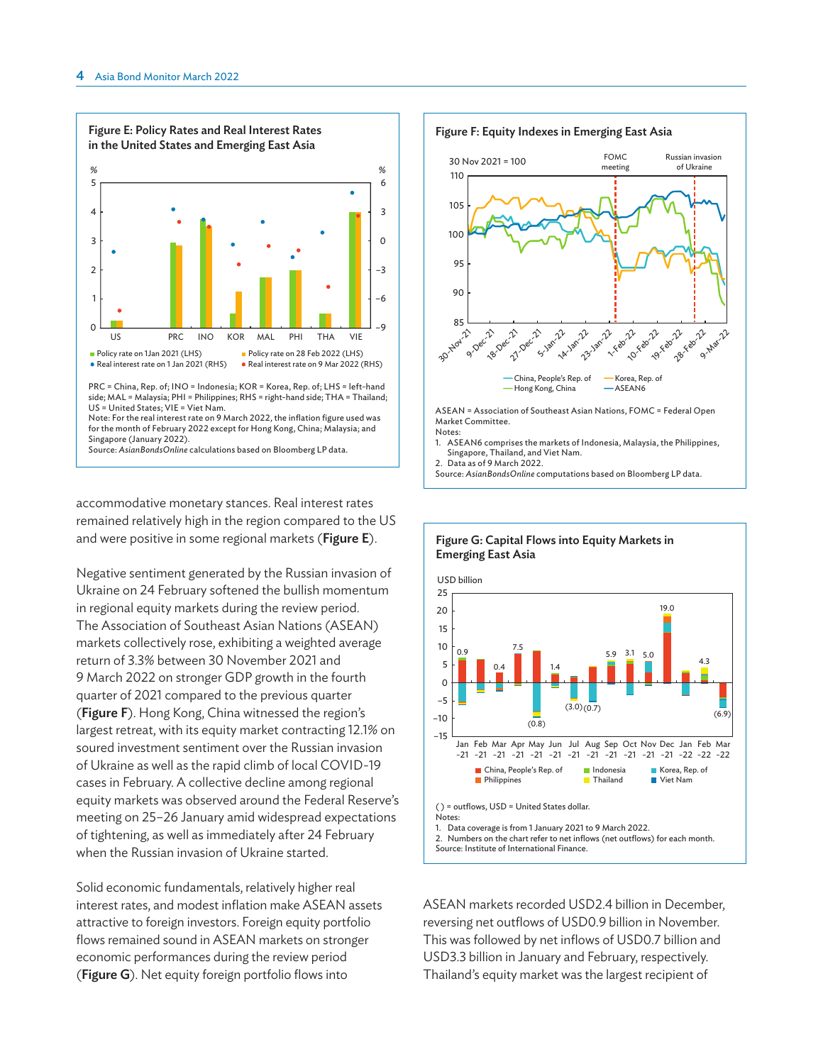### Figure E: Policy Rates and Real Interest Rates in the United States and Emerging East Asia

%
5
4
3
2
1
0

%
6
3
0
−3
−6
−9

US PRC INO KOR MAL PHI THA VIE

Policy rate on 1Jan 2021 (LHS)
Policy rate on 28 Feb 2022 (LHS)
Real interest rate on 1 Jan 2021 (RHS)
Real interest rate on 9 Mar 2022 (RHS)

PRC = China, Rep. of; INO = Indonesia; KOR = Korea, Rep. of; LHS = left-hand side; MAL = Malaysia; PHI = Philippines; RHS = right-hand side; THA = Thailand; US = United States; VIE = Viet Nam.
Note: For the real interest rate on 9 March 2022, the inflation figure used was for the month of February 2022 except for Hong Kong, China; Malaysia; and Singapore (January 2022).
Source: *AsianBondsOnline* calculations based on Bloomberg LP data.

accommodative monetary stances. Real interest rates remained relatively high in the region compared to the US and were positive in some regional markets (**Figure E**).

Negative sentiment generated by the Russian invasion of Ukraine on 24 February softened the bullish momentum in regional equity markets during the review period. The Association of Southeast Asian Nations (ASEAN) markets collectively rose, exhibiting a weighted average return of 3.3% between 30 November 2021 and 9 March 2022 on stronger GDP growth in the fourth quarter of 2021 compared to the previous quarter (**Figure F**). Hong Kong, China witnessed the region's largest retreat, with its equity market contracting 12.1% on soured investment sentiment over the Russian invasion of Ukraine as well as the rapid climb of local COVID-19 cases in February. A collective decline among regional equity markets was observed around the Federal Reserve's meeting on 25–26 January amid widespread expectations of tightening, as well as immediately after 24 February when the Russian invasion of Ukraine started.

Solid economic fundamentals, relatively higher real interest rates, and modest inflation make ASEAN assets attractive to foreign investors. Foreign equity portfolio flows remained sound in ASEAN markets on stronger economic performances during the review period (**Figure G**). Net equity foreign portfolio flows into

### Figure F: Equity Indexes in Emerging East Asia

30 Nov 2021 = 100
FOMC meeting
Russian invasion of Ukraine
110
105
100
95
90
85

30-Nov-21 9-Dec-21 18-Dec-21 27-Dec-21 5-Jan-22 14-Jan-22 23-Jan-22 1-Feb-22 10-Feb-22 19-Feb-22 28-Feb-22 9-Mar-22

China, People's Rep. of
Korea, Rep. of
Hong Kong, China
ASEAN6

ASEAN = Association of Southeast Asian Nations, FOMC = Federal Open Market Committee.
Notes:
1. ASEAN6 comprises the markets of Indonesia, Malaysia, the Philippines, Singapore, Thailand, and Viet Nam.
2. Data as of 9 March 2022.
Source: *AsianBondsOnline* computations based on Bloomberg LP data.

### Figure G: Capital Flows into Equity Markets in Emerging East Asia

USD billion
25
20
15
10
5
0
−5
−10
−15

0.9 0.4 7.5 (0.8) 1.4 (3.0) (0.7) 5.9 3.1 5.0 19.0 4.3 (6.9)

Jan -21 Feb -21 Mar -21 Apr -21 May -21 Jun -21 Jul -21 Aug -21 Sep -21 Oct -21 Nov -21 Dec -21 Jan -22 Feb -22 Mar -22

China, People's Rep. of
Indonesia
Korea, Rep. of
Philippines
Thailand
Viet Nam

( ) = outflows, USD = United States dollar.
Notes:
1. Data coverage is from 1 January 2021 to 9 March 2022.
2. Numbers on the chart refer to net inflows (net outflows) for each month.
Source: Institute of International Finance.

ASEAN markets recorded USD2.4 billion in December, reversing net outflows of USD0.9 billion in November. This was followed by net inflows of USD0.7 billion and USD3.3 billion in January and February, respectively. Thailand's equity market was the largest recipient of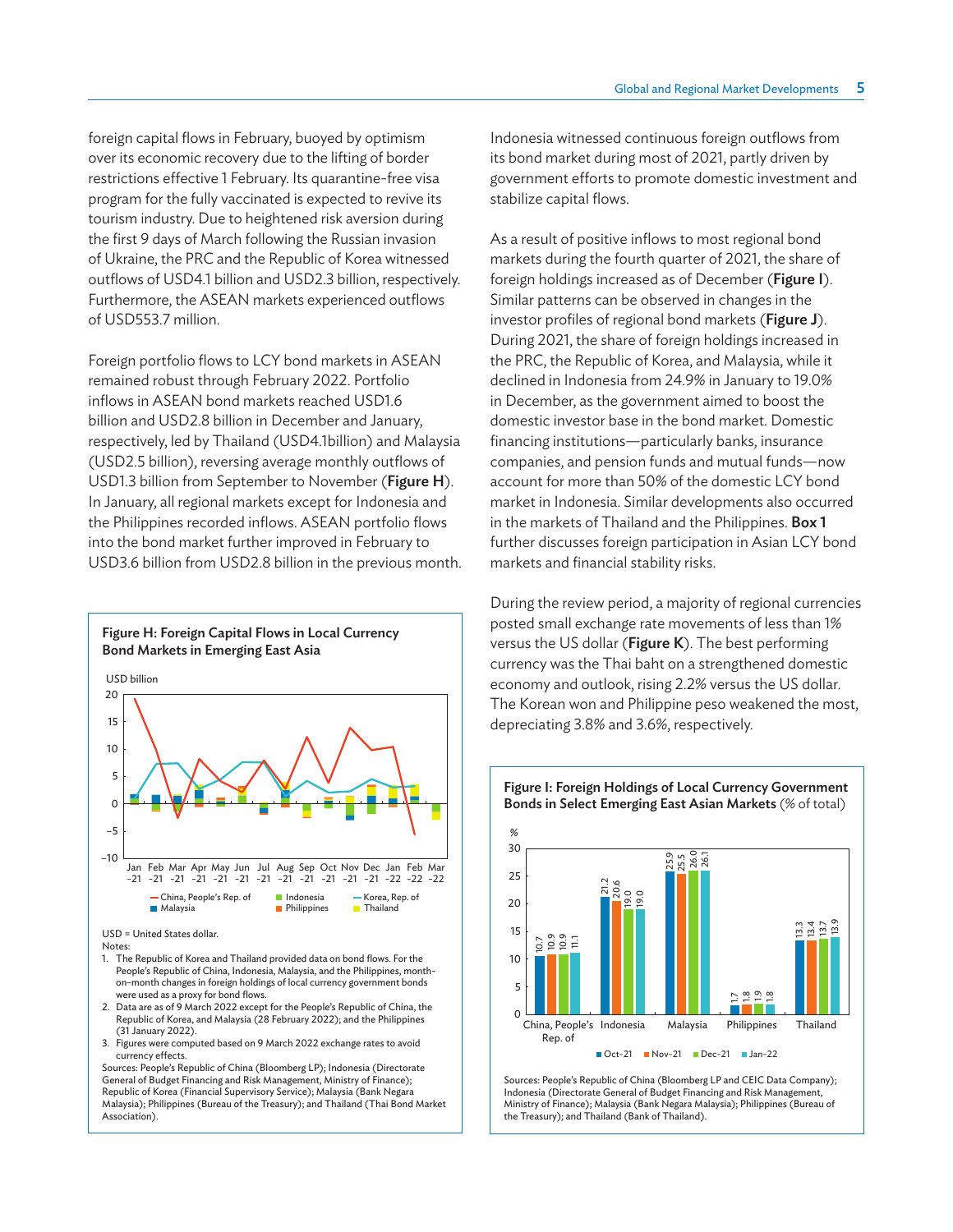foreign capital flows in February, buoyed by optimism over its economic recovery due to the lifting of border restrictions effective 1 February. Its quarantine-free visa program for the fully vaccinated is expected to revive its tourism industry. Due to heightened risk aversion during the first 9 days of March following the Russian invasion of Ukraine, the PRC and the Republic of Korea witnessed outflows of USD4.1 billion and USD2.3 billion, respectively. Furthermore, the ASEAN markets experienced outflows of USD553.7 million.

Foreign portfolio flows to LCY bond markets in ASEAN remained robust through February 2022. Portfolio inflows in ASEAN bond markets reached USD1.6 billion and USD2.8 billion in December and January, respectively, led by Thailand (USD4.1billion) and Malaysia (USD2.5 billion), reversing average monthly outflows of USD1.3 billion from September to November (**Figure H**). In January, all regional markets except for Indonesia and the Philippines recorded inflows. ASEAN portfolio flows into the bond market further improved in February to USD3.6 billion from USD2.8 billion in the previous month.

**Figure H: Foreign Capital Flows in Local Currency Bond Markets in Emerging East Asia**

USD billion

20
15
10
5
0
–5
–10

Jan -21, Feb -21, Mar -21, Apr -21, May -21, Jun -21, Jul -21, Aug -21, Sep -21, Oct -21, Nov -21, Dec -21, Jan -22, Feb -22, Mar -22

China, People's Rep. of
Malaysia
Indonesia
Philippines
Korea, Rep. of
Thailand

USD = United States dollar.

Notes:
1. The Republic of Korea and Thailand provided data on bond flows. For the People's Republic of China, Indonesia, Malaysia, and the Philippines, month-on-month changes in foreign holdings of local currency government bonds were used as a proxy for bond flows.
2. Data are as of 9 March 2022 except for the People's Republic of China, the Republic of Korea, and Malaysia (28 February 2022); and the Philippines (31 January 2022).
3. Figures were computed based on 9 March 2022 exchange rates to avoid currency effects.

Sources: People's Republic of China (Bloomberg LP); Indonesia (Directorate General of Budget Financing and Risk Management, Ministry of Finance); Republic of Korea (Financial Supervisory Service); Malaysia (Bank Negara Malaysia); Philippines (Bureau of the Treasury); and Thailand (Thai Bond Market Association).

Indonesia witnessed continuous foreign outflows from its bond market during most of 2021, partly driven by government efforts to promote domestic investment and stabilize capital flows.

As a result of positive inflows to most regional bond markets during the fourth quarter of 2021, the share of foreign holdings increased as of December (**Figure I**). Similar patterns can be observed in changes in the investor profiles of regional bond markets (**Figure J**). During 2021, the share of foreign holdings increased in the PRC, the Republic of Korea, and Malaysia, while it declined in Indonesia from 24.9% in January to 19.0% in December, as the government aimed to boost the domestic investor base in the bond market. Domestic financing institutions—particularly banks, insurance companies, and pension funds and mutual funds—now account for more than 50% of the domestic LCY bond market in Indonesia. Similar developments also occurred in the markets of Thailand and the Philippines. **Box 1** further discusses foreign participation in Asian LCY bond markets and financial stability risks.

During the review period, a majority of regional currencies posted small exchange rate movements of less than 1% versus the US dollar (**Figure K**). The best performing currency was the Thai baht on a strengthened domestic economy and outlook, rising 2.2% versus the US dollar. The Korean won and Philippine peso weakened the most, depreciating 3.8% and 3.6%, respectively.

**Figure I: Foreign Holdings of Local Currency Government Bonds in Select Emerging East Asian Markets** (% of total)

%

30
25
20
15
10
5
0

China, People's Rep. of: 10.7, 10.9, 10.9, 11.1
Indonesia: 21.2, 20.6, 19.0, 19.0
Malaysia: 25.9, 25.5, 26.0, 26.1
Philippines: 1.7, 1.8, 1.9, 1.8
Thailand: 13.3, 13.4, 13.7, 13.9

Oct-21
Nov-21
Dec-21
Jan-22

Sources: People's Republic of China (Bloomberg LP and CEIC Data Company); Indonesia (Directorate General of Budget Financing and Risk Management, Ministry of Finance); Malaysia (Bank Negara Malaysia); Philippines (Bureau of the Treasury); and Thailand (Bank of Thailand).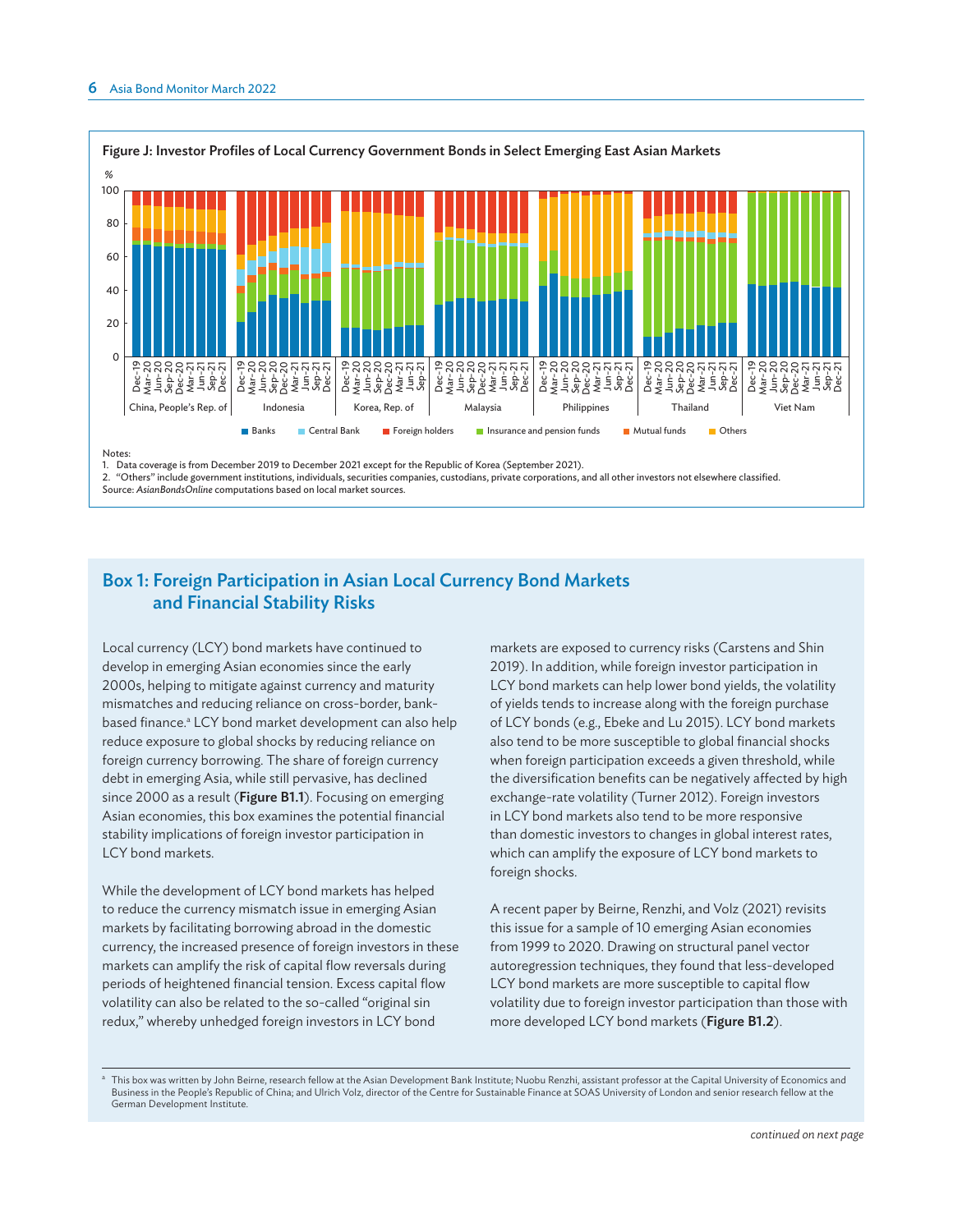**Figure J: Investor Profiles of Local Currency Government Bonds in Select Emerging East Asian Markets**

%

100

80

60

40

20

0

Dec-19 Mar-20 Jun-20 Sep-20 Dec-20 Mar-21 Jun-21 Sep-21 Dec-21

China, People's Rep. of | Indonesia | Korea, Rep. of | Malaysia | Philippines | Thailand | Viet Nam

Banks | Central Bank | Foreign holders | Insurance and pension funds | Mutual funds | Others

Notes:
1. Data coverage is from December 2019 to December 2021 except for the Republic of Korea (September 2021).
2. "Others" include government institutions, individuals, securities companies, custodians, private corporations, and all other investors not elsewhere classified.

Source: *AsianBondsOnline* computations based on local market sources.

## Box 1: Foreign Participation in Asian Local Currency Bond Markets and Financial Stability Risks

Local currency (LCY) bond markets have continued to develop in emerging Asian economies since the early 2000s, helping to mitigate against currency and maturity mismatches and reducing reliance on cross-border, bank-based finance.[a] LCY bond market development can also help reduce exposure to global shocks by reducing reliance on foreign currency borrowing. The share of foreign currency debt in emerging Asia, while still pervasive, has declined since 2000 as a result (**Figure B1.1**). Focusing on emerging Asian economies, this box examines the potential financial stability implications of foreign investor participation in LCY bond markets.

While the development of LCY bond markets has helped to reduce the currency mismatch issue in emerging Asian markets by facilitating borrowing abroad in the domestic currency, the increased presence of foreign investors in these markets can amplify the risk of capital flow reversals during periods of heightened financial tension. Excess capital flow volatility can also be related to the so-called "original sin redux," whereby unhedged foreign investors in LCY bond markets are exposed to currency risks (Carstens and Shin 2019). In addition, while foreign investor participation in LCY bond markets can help lower bond yields, the volatility of yields tends to increase along with the foreign purchase of LCY bonds (e.g., Ebeke and Lu 2015). LCY bond markets also tend to be more susceptible to global financial shocks when foreign participation exceeds a given threshold, while the diversification benefits can be negatively affected by high exchange-rate volatility (Turner 2012). Foreign investors in LCY bond markets also tend to be more responsive than domestic investors to changes in global interest rates, which can amplify the exposure of LCY bond markets to foreign shocks.

A recent paper by Beirne, Renzhi, and Volz (2021) revisits this issue for a sample of 10 emerging Asian economies from 1999 to 2020. Drawing on structural panel vector autoregression techniques, they found that less-developed LCY bond markets are more susceptible to capital flow volatility due to foreign investor participation than those with more developed LCY bond markets (**Figure B1.2**).

[a] This box was written by John Beirne, research fellow at the Asian Development Bank Institute; Nuobu Renzhi, assistant professor at the Capital University of Economics and Business in the People's Republic of China; and Ulrich Volz, director of the Centre for Sustainable Finance at SOAS University of London and senior research fellow at the German Development Institute.

*continued on next page*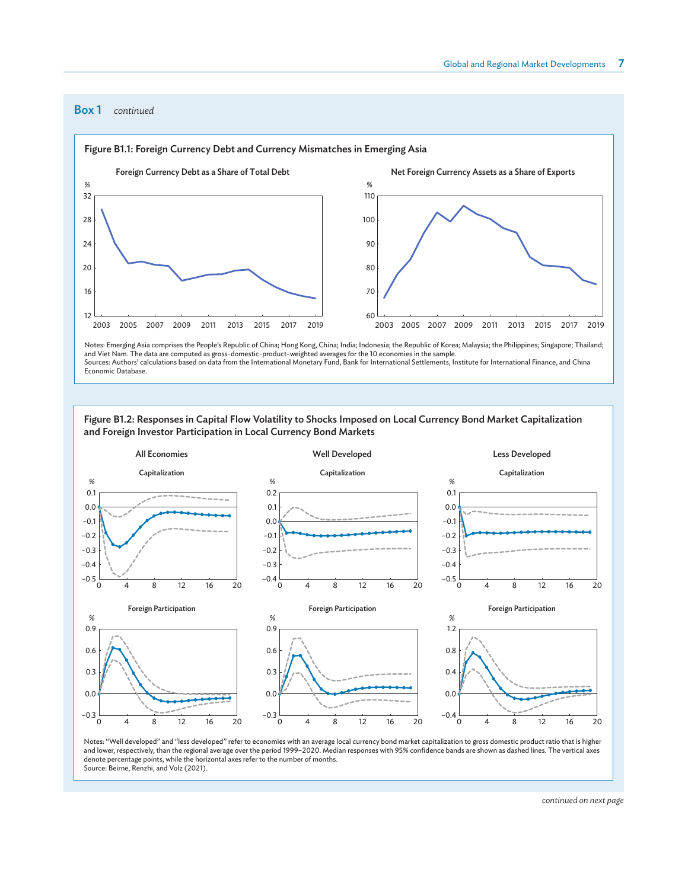## Box 1 *continued*

**Figure B1.1: Foreign Currency Debt and Currency Mismatches in Emerging Asia**

**Foreign Currency Debt as a Share of Total Debt**

%

32
28
24
20
16
12

2003 2005 2007 2009 2011 2013 2015 2017 2019

**Net Foreign Currency Assets as a Share of Exports**

%

110
100
90
80
70
60

2003 2005 2007 2009 2011 2013 2015 2017 2019

Notes: Emerging Asia comprises the People's Republic of China; Hong Kong, China; India; Indonesia; the Republic of Korea; Malaysia; the Philippines; Singapore; Thailand; and Viet Nam. The data are computed as gross-domestic-product-weighted averages for the 10 economies in the sample.
Sources: Authors' calculations based on data from the International Monetary Fund, Bank for International Settlements, Institute for International Finance, and China Economic Database.

**Figure B1.2: Responses in Capital Flow Volatility to Shocks Imposed on Local Currency Bond Market Capitalization and Foreign Investor Participation in Local Currency Bond Markets**

**All Economies**

Capitalization

%

0.1
0.0
−0.1
−0.2
−0.3
−0.4
−0.5

0 4 8 12 16 20

Foreign Participation

%

0.9
0.6
0.3
0.0
−0.3

0 4 8 12 16 20

**Well Developed**

Capitalization

%

0.2
0.1
0.0
−0.1
−0.2
−0.3
−0.4

0 4 8 12 16 20

Foreign Participation

%

0.9
0.6
0.3
0.0
−0.3

0 4 8 12 16 20

**Less Developed**

Capitalization

%

0.1
0.0
−0.1
−0.2
−0.3
−0.4
−0.5

0 4 8 12 16 20

Foreign Participation

%

1.2
0.8
0.4
0.0
−0.4

0 4 8 12 16 20

Notes: "Well developed" and "less developed" refer to economies with an average local currency bond market capitalization to gross domestic product ratio that is higher and lower, respectively, than the regional average over the period 1999–2020. Median responses with 95% confidence bands are shown as dashed lines. The vertical axes denote percentage points, while the horizontal axes refer to the number of months.
Source: Beirne, Renzhi, and Volz (2021).

*continued on next page*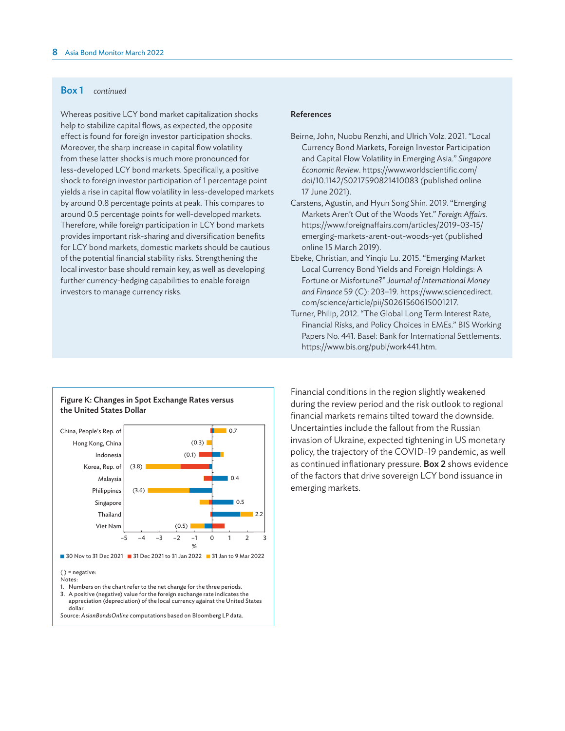## Box 1 *continued*

Whereas positive LCY bond market capitalization shocks help to stabilize capital flows, as expected, the opposite effect is found for foreign investor participation shocks. Moreover, the sharp increase in capital flow volatility from these latter shocks is much more pronounced for less-developed LCY bond markets. Specifically, a positive shock to foreign investor participation of 1 percentage point yields a rise in capital flow volatility in less-developed markets by around 0.8 percentage points at peak. This compares to around 0.5 percentage points for well-developed markets. Therefore, while foreign participation in LCY bond markets provides important risk-sharing and diversification benefits for LCY bond markets, domestic markets should be cautious of the potential financial stability risks. Strengthening the local investor base should remain key, as well as developing further currency-hedging capabilities to enable foreign investors to manage currency risks.

### References

Beirne, John, Nuobu Renzhi, and Ulrich Volz. 2021. "Local Currency Bond Markets, Foreign Investor Participation and Capital Flow Volatility in Emerging Asia." *Singapore Economic Review*. https://www.worldscientific.com/doi/10.1142/S0217590821410083 (published online 17 June 2021).

Carstens, Agustín, and Hyun Song Shin. 2019. "Emerging Markets Aren't Out of the Woods Yet." *Foreign Affairs*. https://www.foreignaffairs.com/articles/2019-03-15/emerging-markets-arent-out-woods-yet (published online 15 March 2019).

Ebeke, Christian, and Yinqiu Lu. 2015. "Emerging Market Local Currency Bond Yields and Foreign Holdings: A Fortune or Misfortune?" *Journal of International Money and Finance* 59 (C): 203–19. https://www.sciencedirect.com/science/article/pii/S0261560615001217.

Turner, Philip, 2012. "The Global Long Term Interest Rate, Financial Risks, and Policy Choices in EMEs." BIS Working Papers No. 441. Basel: Bank for International Settlements. https://www.bis.org/publ/work441.htm.

**Figure K: Changes in Spot Exchange Rates versus the United States Dollar**

| Economy | Net change (%) |
|---|---|
| China, People's Rep. of | 0.7 |
| Hong Kong, China | (0.3) |
| Indonesia | (0.1) |
| Korea, Rep. of | (3.8) |
| Malaysia | 0.4 |
| Philippines | (3.6) |
| Singapore | 0.5 |
| Thailand | 2.2 |
| Viet Nam | (0.5) |

Legend: 30 Nov to 31 Dec 2021; 31 Dec 2021 to 31 Jan 2022; 31 Jan to 9 Mar 2022

( ) = negative.
Notes:
1. Numbers on the chart refer to the net change for the three periods.
3. A positive (negative) value for the foreign exchange rate indicates the appreciation (depreciation) of the local currency against the United States dollar.

Source: *AsianBondsOnline* computations based on Bloomberg LP data.

Financial conditions in the region slightly weakened during the review period and the risk outlook to regional financial markets remains tilted toward the downside. Uncertainties include the fallout from the Russian invasion of Ukraine, expected tightening in US monetary policy, the trajectory of the COVID-19 pandemic, as well as continued inflationary pressure. **Box 2** shows evidence of the factors that drive sovereign LCY bond issuance in emerging markets.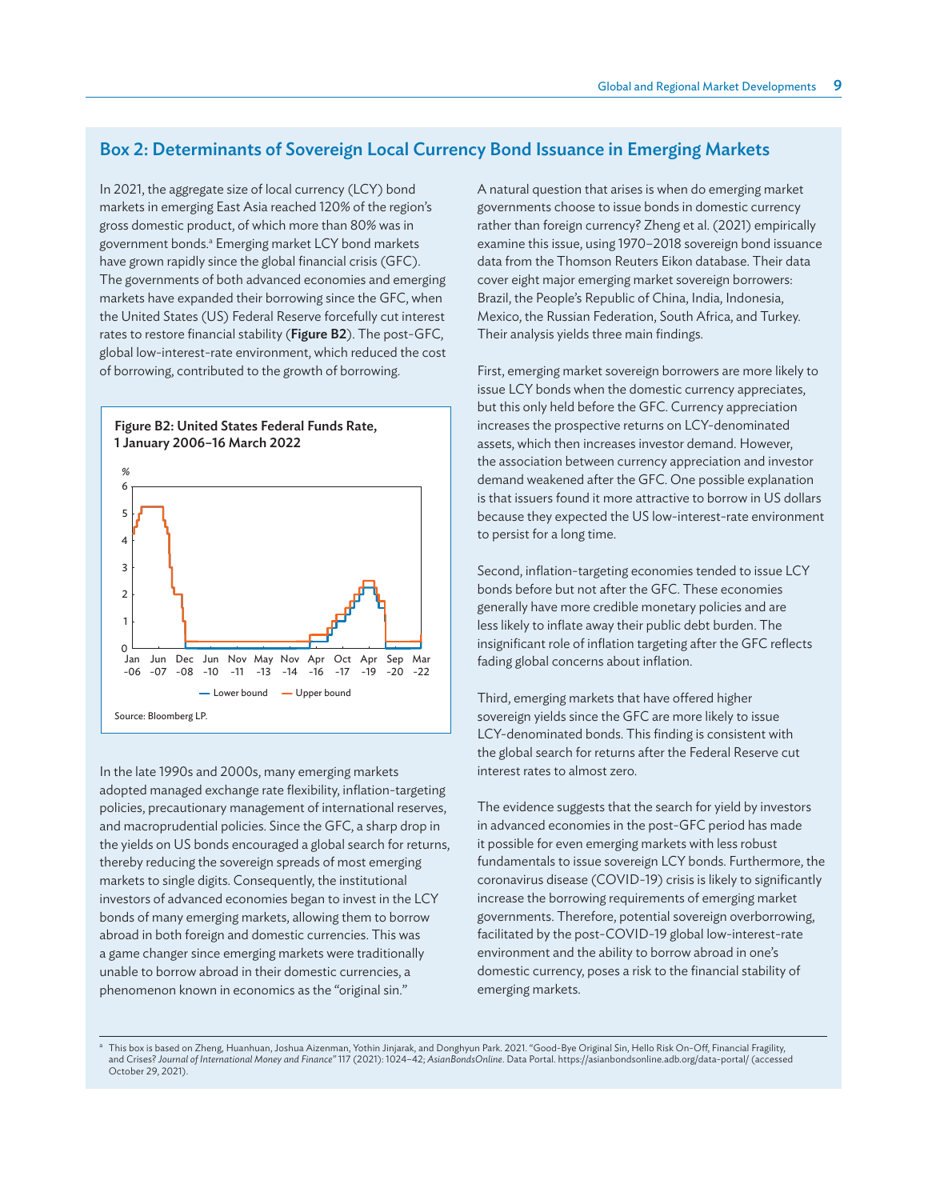## Box 2: Determinants of Sovereign Local Currency Bond Issuance in Emerging Markets

In 2021, the aggregate size of local currency (LCY) bond markets in emerging East Asia reached 120% of the region's gross domestic product, of which more than 80% was in government bonds.[a] Emerging market LCY bond markets have grown rapidly since the global financial crisis (GFC). The governments of both advanced economies and emerging markets have expanded their borrowing since the GFC, when the United States (US) Federal Reserve forcefully cut interest rates to restore financial stability (**Figure B2**). The post-GFC, global low-interest-rate environment, which reduced the cost of borrowing, contributed to the growth of borrowing.

**Figure B2: United States Federal Funds Rate, 1 January 2006–16 March 2022**

%

6
5
4
3
2
1
0

Jan -06, Jun -07, Dec -08, Jun -10, Nov -11, May -13, Nov -14, Apr -16, Oct -17, Apr -19, Sep -20, Mar -22

Lower bound
Upper bound

Source: Bloomberg LP.

In the late 1990s and 2000s, many emerging markets adopted managed exchange rate flexibility, inflation-targeting policies, precautionary management of international reserves, and macroprudential policies. Since the GFC, a sharp drop in the yields on US bonds encouraged a global search for returns, thereby reducing the sovereign spreads of most emerging markets to single digits. Consequently, the institutional investors of advanced economies began to invest in the LCY bonds of many emerging markets, allowing them to borrow abroad in both foreign and domestic currencies. This was a game changer since emerging markets were traditionally unable to borrow abroad in their domestic currencies, a phenomenon known in economics as the "original sin."

A natural question that arises is when do emerging market governments choose to issue bonds in domestic currency rather than foreign currency? Zheng et al. (2021) empirically examine this issue, using 1970–2018 sovereign bond issuance data from the Thomson Reuters Eikon database. Their data cover eight major emerging market sovereign borrowers: Brazil, the People's Republic of China, India, Indonesia, Mexico, the Russian Federation, South Africa, and Turkey. Their analysis yields three main findings.

First, emerging market sovereign borrowers are more likely to issue LCY bonds when the domestic currency appreciates, but this only held before the GFC. Currency appreciation increases the prospective returns on LCY-denominated assets, which then increases investor demand. However, the association between currency appreciation and investor demand weakened after the GFC. One possible explanation is that issuers found it more attractive to borrow in US dollars because they expected the US low-interest-rate environment to persist for a long time.

Second, inflation-targeting economies tended to issue LCY bonds before but not after the GFC. These economies generally have more credible monetary policies and are less likely to inflate away their public debt burden. The insignificant role of inflation targeting after the GFC reflects fading global concerns about inflation.

Third, emerging markets that have offered higher sovereign yields since the GFC are more likely to issue LCY-denominated bonds. This finding is consistent with the global search for returns after the Federal Reserve cut interest rates to almost zero.

The evidence suggests that the search for yield by investors in advanced economies in the post-GFC period has made it possible for even emerging markets with less robust fundamentals to issue sovereign LCY bonds. Furthermore, the coronavirus disease (COVID-19) crisis is likely to significantly increase the borrowing requirements of emerging market governments. Therefore, potential sovereign overborrowing, facilitated by the post-COVID-19 global low-interest-rate environment and the ability to borrow abroad in one's domestic currency, poses a risk to the financial stability of emerging markets.

[a] This box is based on Zheng, Huanhuan, Joshua Aizenman, Yothin Jinjarak, and Donghyun Park. 2021. "Good-Bye Original Sin, Hello Risk On-Off, Financial Fragility, and Crises? *Journal of International Money and Finance*" 117 (2021): 1024–42; *AsianBondsOnline*. Data Portal. https://asianbondsonline.adb.org/data-portal/ (accessed October 29, 2021).